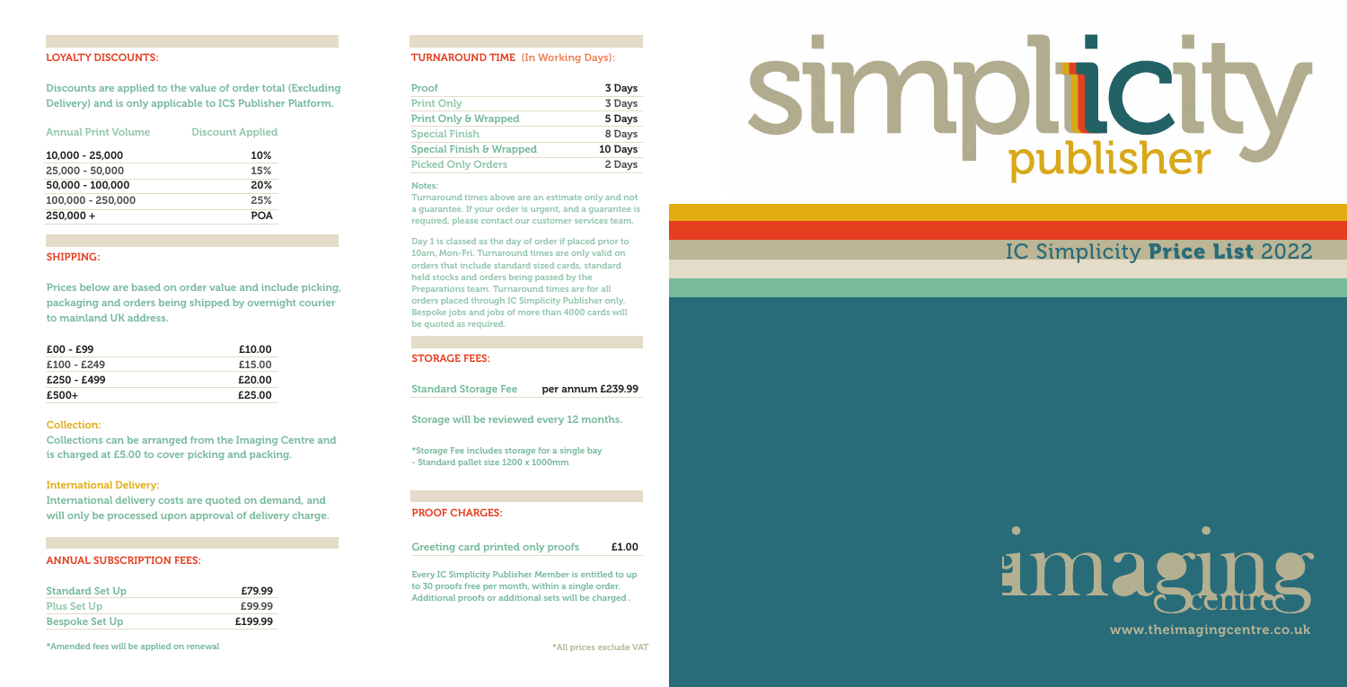# simplicity publisher

## IC Simplicity **Price List** 2022

www.theimagingcentre.co.uk

### LOYALTY DISCOUNTS:

Discounts are applied to the value of order total (Excluding Delivery) and is only applicable to ICS Publisher Platform.

| Annual Print Volume | Discount Applied |
|---|---|
| 10,000 - 25,000 | 10% |
| 25,000 - 50,000 | 15% |
| 50,000 - 100,000 | 20% |
| 100,000 - 250,000 | 25% |
| 250,000 + | POA |

### SHIPPING:

Prices below are based on order value and include picking, packaging and orders being shipped by overnight courier to mainland UK address.

| Order Value | Shipping |
|---|---|
| £00 - £99 | £10.00 |
| £100 - £249 | £15.00 |
| £250 - £499 | £20.00 |
| £500+ | £25.00 |

#### Collection:

Collections can be arranged from the Imaging Centre and is charged at £5.00 to cover picking and packing.

#### International Delivery:

International delivery costs are quoted on demand, and will only be processed upon approval of delivery charge.

### ANNUAL SUBSCRIPTION FEES:

| Set Up | Fee |
|---|---|
| Standard Set Up | £79.99 |
| Plus Set Up | £99.99 |
| Bespoke Set Up | £199.99 |

*Amended fees will be applied on renewal

### TURNAROUND TIME (In Working Days):

| Service | Turnaround |
|---|---|
| Proof | 3 Days |
| Print Only | 3 Days |
| Print Only & Wrapped | 5 Days |
| Special Finish | 8 Days |
| Special Finish & Wrapped | 10 Days |
| Picked Only Orders | 2 Days |

Notes:

Turnaround times above are an estimate only and not a guarantee. If your order is urgent, and a guarantee is required, please contact our customer services team.

Day 1 is classed as the day of order if placed prior to 10am, Mon-Fri. Turnaround times are only valid on orders that include standard sized cards, standard held stocks and orders being passed by the Preparations team. Turnaround times are for all orders placed through IC Simplicity Publisher only. Bespoke jobs and jobs of more than 4000 cards will be quoted as required.

### STORAGE FEES:

| Fee | Price |
|---|---|
| Standard Storage Fee | per annum £239.99 |

Storage will be reviewed every 12 months.

*Storage Fee includes storage for a single bay - Standard pallet size 1200 x 1000mm

### PROOF CHARGES:

| Proof | Price |
|---|---|
| Greeting card printed only proofs | £1.00 |

Every IC Simplicity Publisher Member is entitled to up to 30 proofs free per month, within a single order. Additional proofs or additional sets will be charged .

*All prices exclude VAT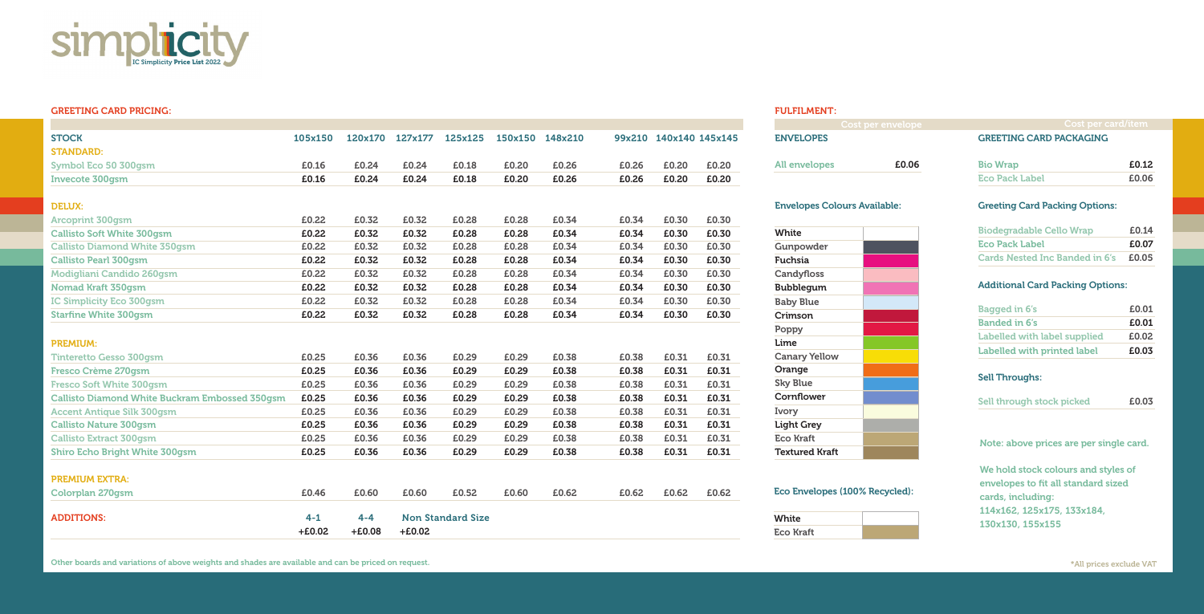# simplicity

IC Simplicity **Price List 2022**

## GREETING CARD PRICING:

| STOCK | 105x150 | 120x170 | 127x177 | 125x125 | 150x150 | 148x210 | 99x210 | 140x140 | 145x145 |
|---|---|---|---|---|---|---|---|---|---|
| **STANDARD:** | | | | | | | | | |
| Symbol Eco 50 300gsm | £0.16 | £0.24 | £0.24 | £0.18 | £0.20 | £0.26 | £0.26 | £0.20 | £0.20 |
| Invecote 300gsm | £0.16 | £0.24 | £0.24 | £0.18 | £0.20 | £0.26 | £0.26 | £0.20 | £0.20 |
| **DELUX:** | | | | | | | | | |
| Arcoprint 300gsm | £0.22 | £0.32 | £0.32 | £0.28 | £0.28 | £0.34 | £0.34 | £0.30 | £0.30 |
| Callisto Soft White 300gsm | £0.22 | £0.32 | £0.32 | £0.28 | £0.28 | £0.34 | £0.34 | £0.30 | £0.30 |
| Callisto Diamond White 350gsm | £0.22 | £0.32 | £0.32 | £0.28 | £0.28 | £0.34 | £0.34 | £0.30 | £0.30 |
| Callisto Pearl 300gsm | £0.22 | £0.32 | £0.32 | £0.28 | £0.28 | £0.34 | £0.34 | £0.30 | £0.30 |
| Modigliani Candido 260gsm | £0.22 | £0.32 | £0.32 | £0.28 | £0.28 | £0.34 | £0.34 | £0.30 | £0.30 |
| Nomad Kraft 350gsm | £0.22 | £0.32 | £0.32 | £0.28 | £0.28 | £0.34 | £0.34 | £0.30 | £0.30 |
| IC Simplicity Eco 300gsm | £0.22 | £0.32 | £0.32 | £0.28 | £0.28 | £0.34 | £0.34 | £0.30 | £0.30 |
| Starfine White 300gsm | £0.22 | £0.32 | £0.32 | £0.28 | £0.28 | £0.34 | £0.34 | £0.30 | £0.30 |
| **PREMIUM:** | | | | | | | | | |
| Tinteretto Gesso 300gsm | £0.25 | £0.36 | £0.36 | £0.29 | £0.29 | £0.38 | £0.38 | £0.31 | £0.31 |
| Fresco Crème 270gsm | £0.25 | £0.36 | £0.36 | £0.29 | £0.29 | £0.38 | £0.38 | £0.31 | £0.31 |
| Fresco Soft White 300gsm | £0.25 | £0.36 | £0.36 | £0.29 | £0.29 | £0.38 | £0.38 | £0.31 | £0.31 |
| Callisto Diamond White Buckram Embossed 350gsm | £0.25 | £0.36 | £0.36 | £0.29 | £0.29 | £0.38 | £0.38 | £0.31 | £0.31 |
| Accent Antique Silk 300gsm | £0.25 | £0.36 | £0.36 | £0.29 | £0.29 | £0.38 | £0.38 | £0.31 | £0.31 |
| Callisto Nature 300gsm | £0.25 | £0.36 | £0.36 | £0.29 | £0.29 | £0.38 | £0.38 | £0.31 | £0.31 |
| Callisto Extract 300gsm | £0.25 | £0.36 | £0.36 | £0.29 | £0.29 | £0.38 | £0.38 | £0.31 | £0.31 |
| Shiro Echo Bright White 300gsm | £0.25 | £0.36 | £0.36 | £0.29 | £0.29 | £0.38 | £0.38 | £0.31 | £0.31 |
| **PREMIUM EXTRA:** | | | | | | | | | |
| Colorplan 270gsm | £0.46 | £0.60 | £0.60 | £0.52 | £0.60 | £0.62 | £0.62 | £0.62 | £0.62 |

| ADDITIONS: | 4-1 | 4-4 | Non Standard Size |
|---|---|---|---|
| | +£0.02 | +£0.08 | +£0.02 |

Other boards and variations of above weights and shades are available and can be priced on request.

## FULFILMENT:

| ENVELOPES | Cost per envelope |
|---|---|
| All envelopes | £0.06 |

### Envelopes Colours Available:

- White
- Gunpowder
- Fuchsia
- Candyfloss
- Bubblegum
- Baby Blue
- Crimson
- Poppy
- Lime
- Canary Yellow
- Orange
- Sky Blue
- Cornflower
- Ivory
- Light Grey
- Eco Kraft
- Textured Kraft

### Eco Envelopes (100% Recycled):

- White
- Eco Kraft

| GREETING CARD PACKAGING | Cost per card/item |
|---|---|
| Bio Wrap | £0.12 |
| Eco Pack Label | £0.06 |

### Greeting Card Packing Options:

| | |
|---|---|
| Biodegradable Cello Wrap | £0.14 |
| Eco Pack Label | £0.07 |
| Cards Nested Inc Banded in 6's | £0.05 |

### Additional Card Packing Options:

| | |
|---|---|
| Bagged in 6's | £0.01 |
| Banded in 6's | £0.01 |
| Labelled with label supplied | £0.02 |
| Labelled with printed label | £0.03 |

### Sell Throughs:

| | |
|---|---|
| Sell through stock picked | £0.03 |

Note: above prices are per single card.

We hold stock colours and styles of envelopes to fit all standard sized cards, including: 114x162, 125x175, 133x184, 130x130, 155x155

*All prices exclude VAT